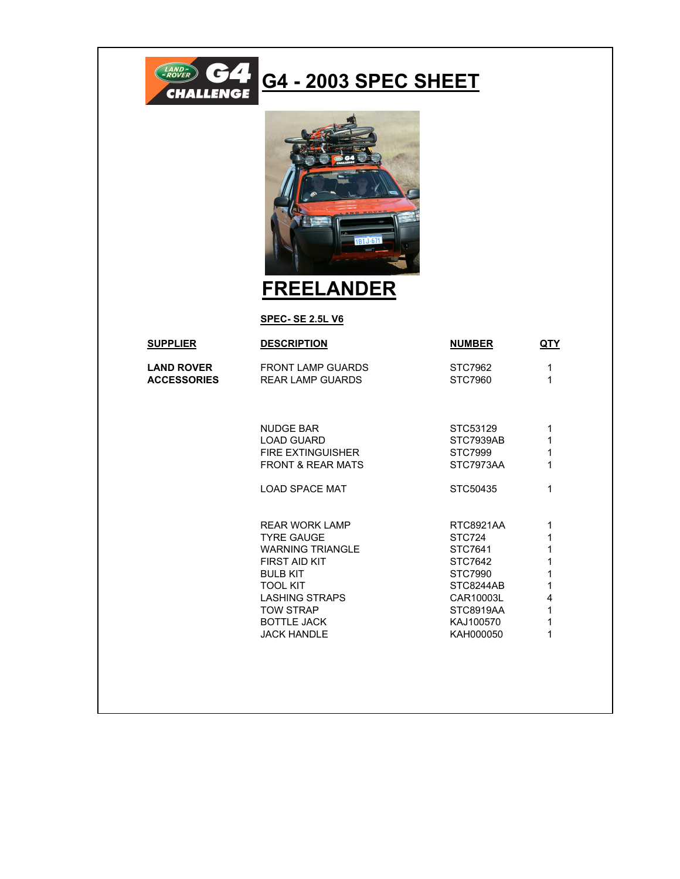# G4 - 2003 SPEC SHEET

## FREELANDER

**SPEC- SE 2.5L V6**

| SUPPLIER | DESCRIPTION | NUMBER | QTY |
|---|---|---|---|
| LAND ROVER ACCESSORIES | FRONT LAMP GUARDS | STC7962 | 1 |
| | REAR LAMP GUARDS | STC7960 | 1 |
| | NUDGE BAR | STC53129 | 1 |
| | LOAD GUARD | STC7939AB | 1 |
| | FIRE EXTINGUISHER | STC7999 | 1 |
| | FRONT & REAR MATS | STC7973AA | 1 |
| | LOAD SPACE MAT | STC50435 | 1 |
| | REAR WORK LAMP | RTC8921AA | 1 |
| | TYRE GAUGE | STC724 | 1 |
| | WARNING TRIANGLE | STC7641 | 1 |
| | FIRST AID KIT | STC7642 | 1 |
| | BULB KIT | STC7990 | 1 |
| | TOOL KIT | STC8244AB | 1 |
| | LASHING STRAPS | CAR10003L | 4 |
| | TOW STRAP | STC8919AA | 1 |
| | BOTTLE JACK | KAJ100570 | 1 |
| | JACK HANDLE | KAH000050 | 1 |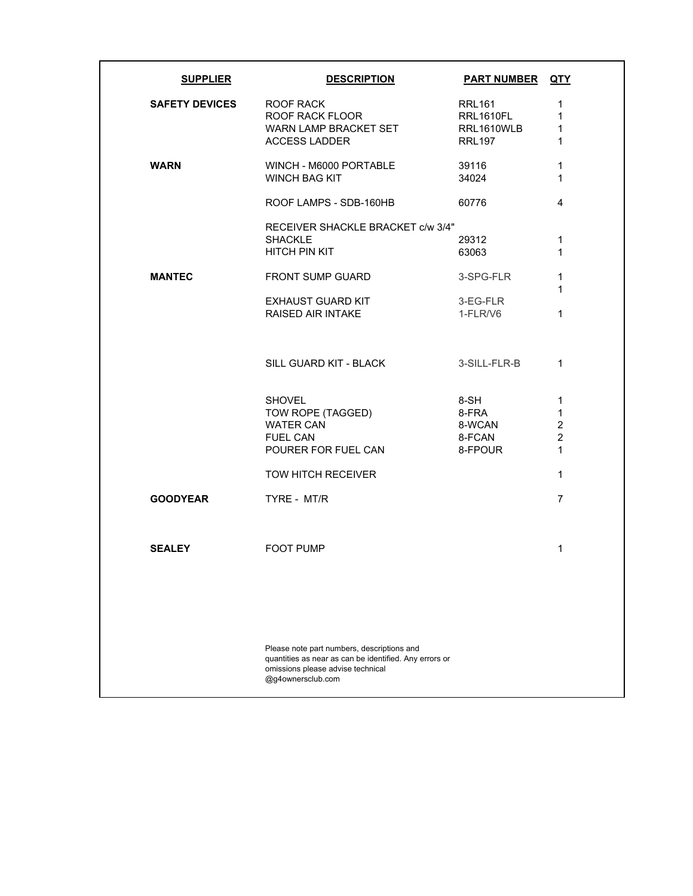| SUPPLIER | DESCRIPTION | PART NUMBER | QTY |
|---|---|---|---|
| **SAFETY DEVICES** | ROOF RACK | RRL161 | 1 |
| | ROOF RACK FLOOR | RRL1610FL | 1 |
| | WARN LAMP BRACKET SET | RRL1610WLB | 1 |
| | ACCESS LADDER | RRL197 | 1 |
| **WARN** | WINCH - M6000 PORTABLE | 39116 | 1 |
| | WINCH BAG KIT | 34024 | 1 |
| | ROOF LAMPS - SDB-160HB | 60776 | 4 |
| | RECEIVER SHACKLE BRACKET c/w 3/4" SHACKLE | 29312 | 1 |
| | HITCH PIN KIT | 63063 | 1 |
| **MANTEC** | FRONT SUMP GUARD | 3-SPG-FLR | 1 |
| | | | 1 |
| | EXHAUST GUARD KIT | 3-EG-FLR | |
| | RAISED AIR INTAKE | 1-FLR/V6 | 1 |
| | SILL GUARD KIT - BLACK | 3-SILL-FLR-B | 1 |
| | SHOVEL | 8-SH | 1 |
| | TOW ROPE (TAGGED) | 8-FRA | 1 |
| | WATER CAN | 8-WCAN | 2 |
| | FUEL CAN | 8-FCAN | 2 |
| | POURER FOR FUEL CAN | 8-FPOUR | 1 |
| | TOW HITCH RECEIVER | | 1 |
| **GOODYEAR** | TYRE - MT/R | | 7 |
| **SEALEY** | FOOT PUMP | | 1 |

Please note part numbers, descriptions and quantities as near as can be identified. Any errors or omissions please advise technical @g4ownersclub.com